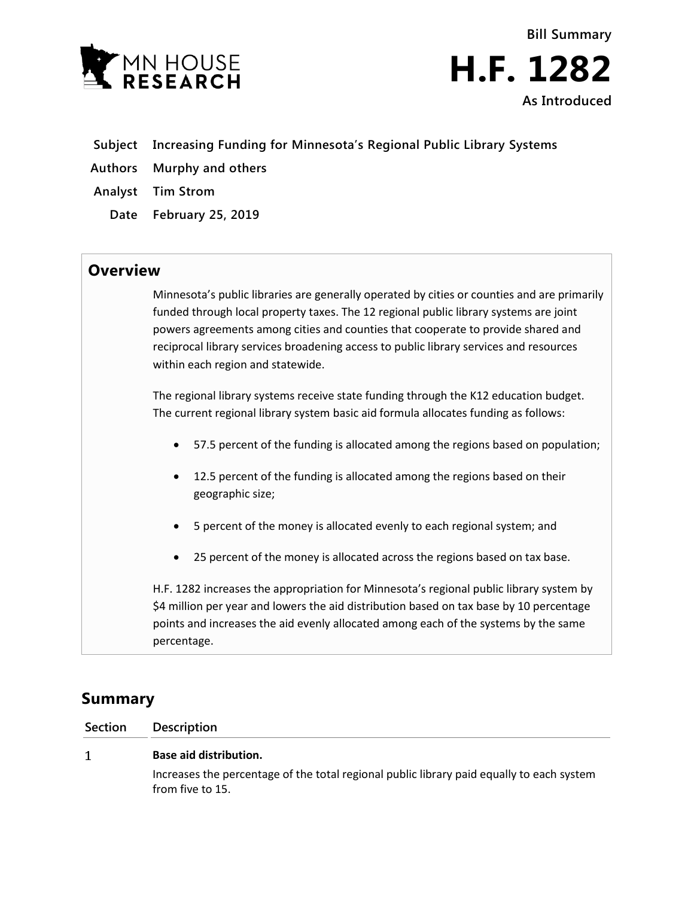Bill Summary

# H.F. 1282

As Introduced

**Subject** Increasing Funding for Minnesota's Regional Public Library Systems

**Authors** Murphy and others

**Analyst** Tim Strom

**Date** February 25, 2019

## Overview

Minnesota's public libraries are generally operated by cities or counties and are primarily funded through local property taxes. The 12 regional public library systems are joint powers agreements among cities and counties that cooperate to provide shared and reciprocal library services broadening access to public library services and resources within each region and statewide.

The regional library systems receive state funding through the K12 education budget. The current regional library system basic aid formula allocates funding as follows:

- 57.5 percent of the funding is allocated among the regions based on population;
- 12.5 percent of the funding is allocated among the regions based on their geographic size;
- 5 percent of the money is allocated evenly to each regional system; and
- 25 percent of the money is allocated across the regions based on tax base.

H.F. 1282 increases the appropriation for Minnesota's regional public library system by $4 million per year and lowers the aid distribution based on tax base by 10 percentage points and increases the aid evenly allocated among each of the systems by the same percentage.

## Summary

| Section | Description |
|---|---|
| 1 | **Base aid distribution.**<br>Increases the percentage of the total regional public library paid equally to each system from five to 15. |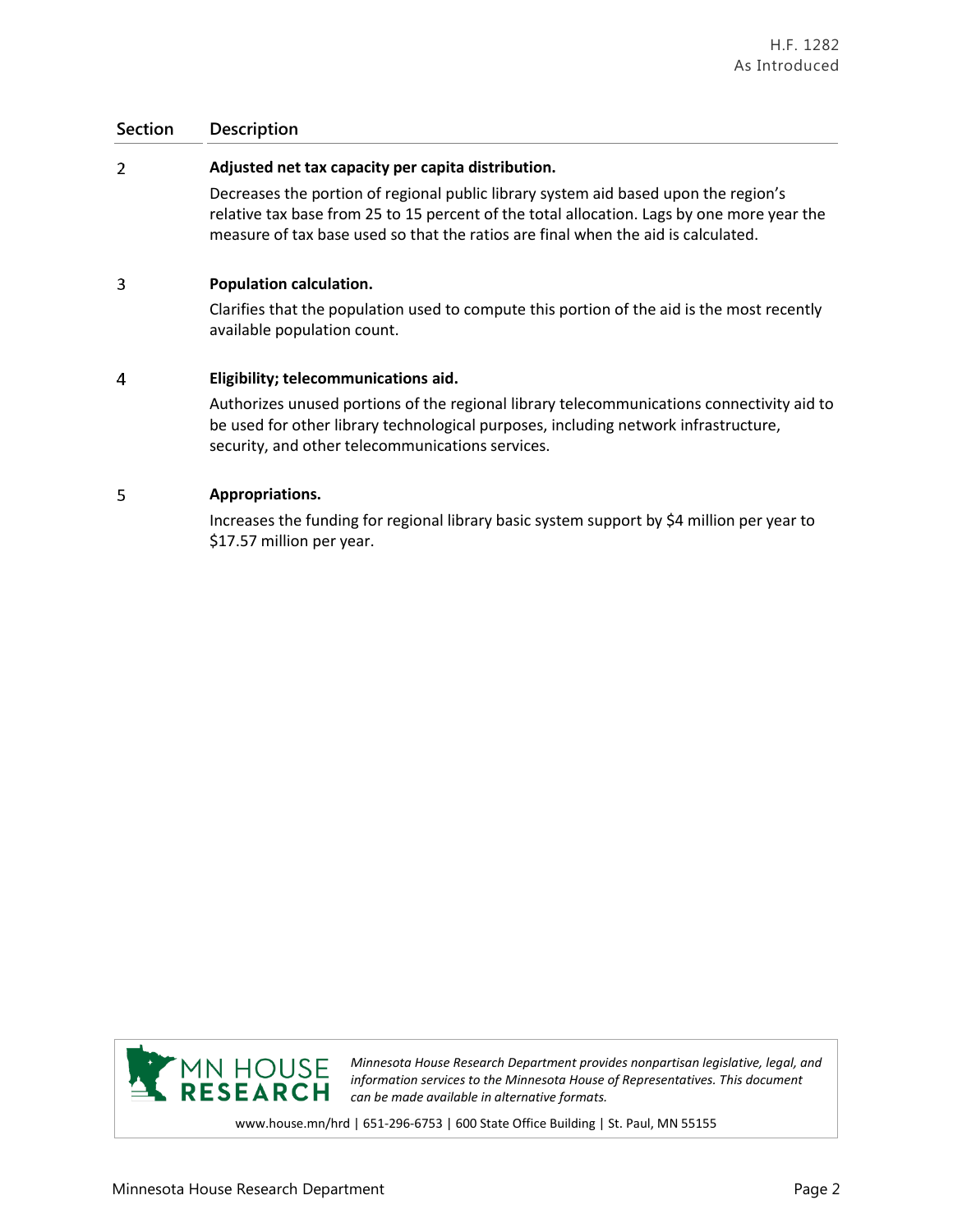| Section | Description |
|---|---|
| 2 | **Adjusted net tax capacity per capita distribution.** Decreases the portion of regional public library system aid based upon the region's relative tax base from 25 to 15 percent of the total allocation. Lags by one more year the measure of tax base used so that the ratios are final when the aid is calculated. |
| 3 | **Population calculation.** Clarifies that the population used to compute this portion of the aid is the most recently available population count. |
| 4 | **Eligibility; telecommunications aid.** Authorizes unused portions of the regional library telecommunications connectivity aid to be used for other library technological purposes, including network infrastructure, security, and other telecommunications services. |
| 5 | **Appropriations.** Increases the funding for regional library basic system support by $4 million per year to $17.57 million per year. |

MN HOUSE RESEARCH

*Minnesota House Research Department provides nonpartisan legislative, legal, and information services to the Minnesota House of Representatives. This document can be made available in alternative formats.*

www.house.mn/hrd | 651-296-6753 | 600 State Office Building | St. Paul, MN 55155